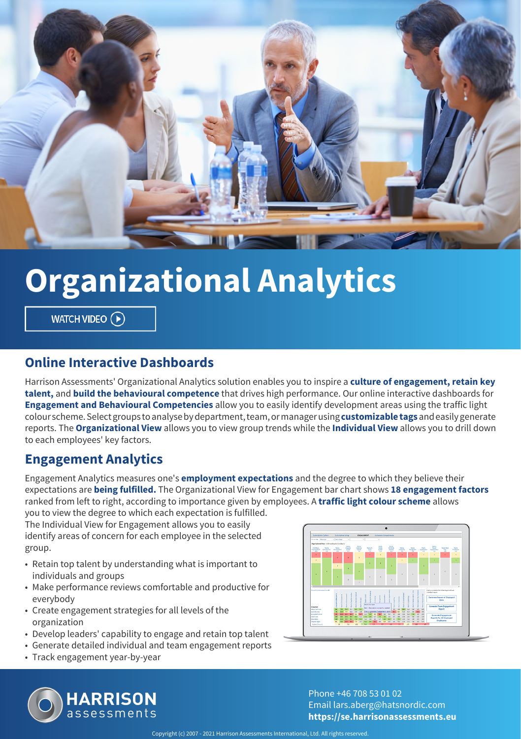// Organizational Analytics

WATCH VIDEO

## Online Interactive Dashboards

Harrison Assessments' Organizational Analytics solution enables you to inspire a **culture of engagement, retain key talent,** and **build the behavioural competence** that drives high performance. Our online interactive dashboards for **Engagement and Behavioural Competencies** allow you to easily identify development areas using the traffic light colour scheme. Select groups to analyse by department, team, or manager using **customizable tags** and easily generate reports. The **Organizational View** allows you to view group trends while the **Individual View** allows you to drill down to each employees' key factors.

## Engagement Analytics

Engagement Analytics measures one's **employment expectations** and the degree to which they believe their expectations are **being fulfilled.** The Organizational View for Engagement bar chart shows **18 engagement factors** ranked from left to right, according to importance given by employees. A **traffic light colour scheme** allows you to view the degree to which each expectation is fulfilled.

The Individual View for Engagement allows you to easily identify areas of concern for each employee in the selected group.

- Retain top talent by understanding what is important to individuals and groups
- Make performance reviews comfortable and productive for everybody
- Create engagement strategies for all levels of the organization
- Develop leaders' capability to engage and retain top talent
- Generate detailed individual and team engagement reports
- Track engagement year-by-year

HARRISON assessments

Phone +46 708 53 01 02
Email lars.aberg@hatsnordic.com
**https://se.harrisonassessments.eu**

Copyright (c) 2007 - 2021 Harrison Assessments International, Ltd. All rights reserved.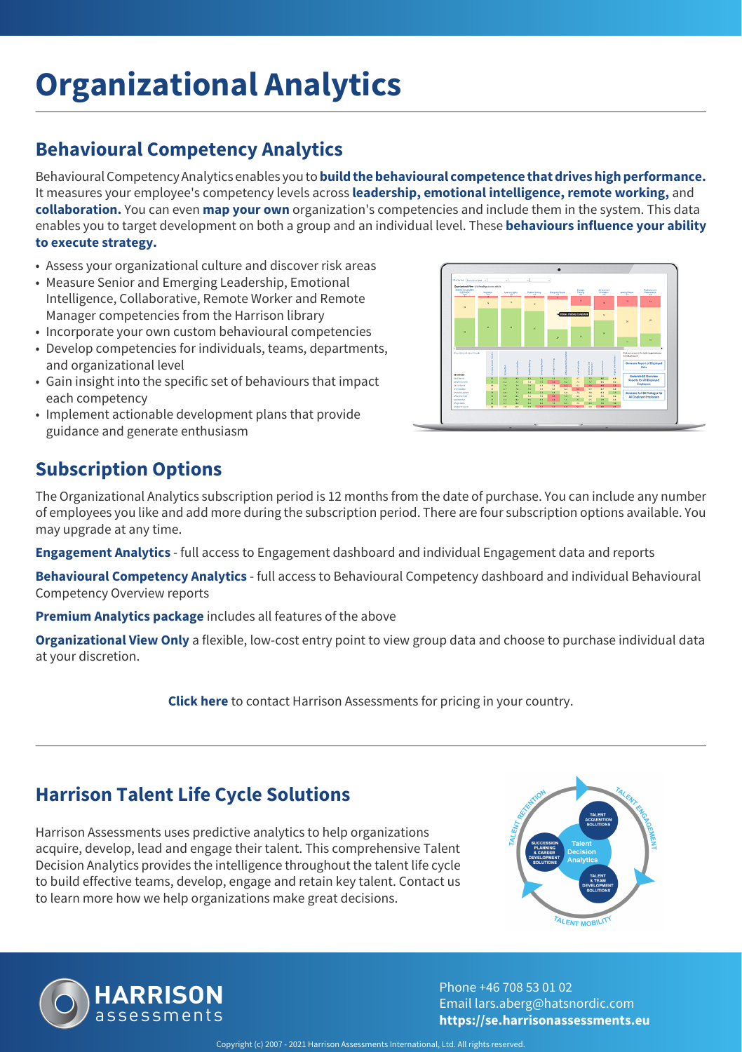# Organizational Analytics

## Behavioural Competency Analytics

Behavioural Competency Analytics enables you to **build the behavioural competence that drives high performance.** It measures your employee's competency levels across **leadership, emotional intelligence, remote working,** and **collaboration.** You can even **map your own** organization's competencies and include them in the system. This data enables you to target development on both a group and an individual level. These **behaviours influence your ability to execute strategy.**

- Assess your organizational culture and discover risk areas
- Measure Senior and Emerging Leadership, Emotional Intelligence, Collaborative, Remote Worker and Remote Manager competencies from the Harrison library
- Incorporate your own custom behavioural competencies
- Develop competencies for individuals, teams, departments, and organizational level
- Gain insight into the specific set of behaviours that impact each competency
- Implement actionable development plans that provide guidance and generate enthusiasm

## Subscription Options

The Organizational Analytics subscription period is 12 months from the date of purchase. You can include any number of employees you like and add more during the subscription period. There are four subscription options available. You may upgrade at any time.

**Engagement Analytics** - full access to Engagement dashboard and individual Engagement data and reports

**Behavioural Competency Analytics** - full access to Behavioural Competency dashboard and individual Behavioural Competency Overview reports

**Premium Analytics package** includes all features of the above

**Organizational View Only** a flexible, low-cost entry point to view group data and choose to purchase individual data at your discretion.

**Click here** to contact Harrison Assessments for pricing in your country.

## Harrison Talent Life Cycle Solutions

Harrison Assessments uses predictive analytics to help organizations acquire, develop, lead and engage their talent. This comprehensive Talent Decision Analytics provides the intelligence throughout the talent life cycle to build effective teams, develop, engage and retain key talent. Contact us to learn more how we help organizations make great decisions.

TALENT RETENTION
TALENT ENGAGEMENT
TALENT MOBILITY
TALENT ACQUISITION SOLUTIONS
SUCCESSION PLANNING & CAREER DEVELOPMENT SOLUTIONS
Talent Decision Analytics
TALENT & TEAM DEVELOPMENT SOLUTIONS

HARRISON assessments

Phone +46 708 53 01 02
Email lars.aberg@hatsnordic.com
**https://se.harrisonassessments.eu**

Copyright (c) 2007 - 2021 Harrison Assessments International, Ltd. All rights reserved.